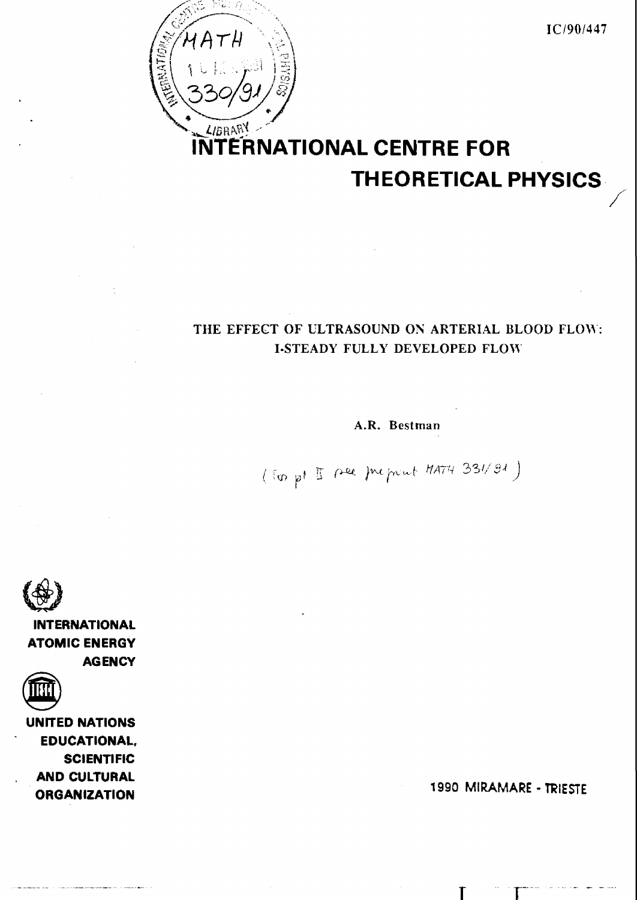IC/90/447

# INTERNATIONAL CENTRE FOR THEORETICAL PHYSICS

## THE EFFECT OF ULTRASOUND ON ARTERIAL BLOOD FLOW: I-STEADY FULLY DEVELOPED FLOW

A.R. Bestman

(For pt II see preprint MATH 331/91)

INTERNATIONAL ATOMIC ENERGY AGENCY

UNITED NATIONS EDUCATIONAL, SCIENTIFIC AND CULTURAL ORGANIZATION

1990 MIRAMARE - TRIESTE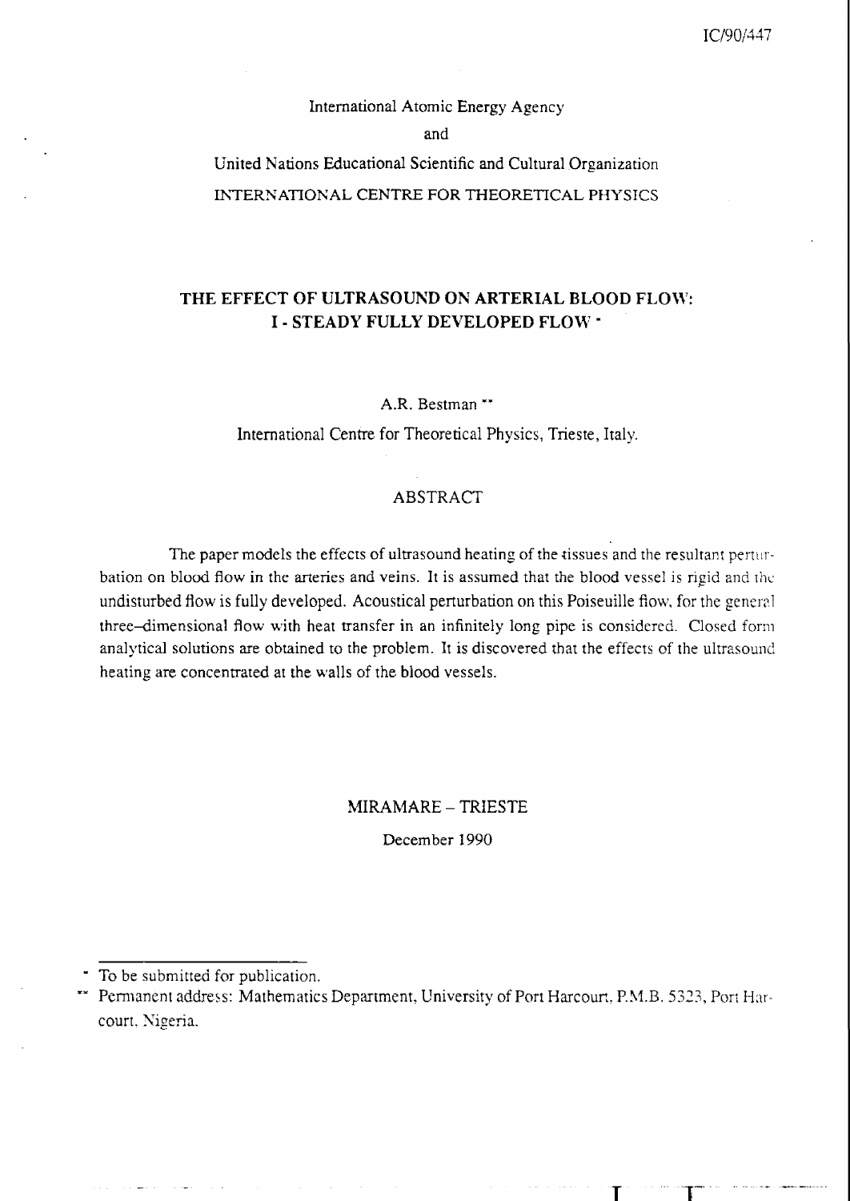IC/90/447

International Atomic Energy Agency

and

United Nations Educational Scientific and Cultural Organization

INTERNATIONAL CENTRE FOR THEORETICAL PHYSICS

# THE EFFECT OF ULTRASOUND ON ARTERIAL BLOOD FLOW: I - STEADY FULLY DEVELOPED FLOW *

A.R. Bestman **

International Centre for Theoretical Physics, Trieste, Italy.

## ABSTRACT

The paper models the effects of ultrasound heating of the tissues and the resultant perturbation on blood flow in the arteries and veins. It is assumed that the blood vessel is rigid and the undisturbed flow is fully developed. Acoustical perturbation on this Poiseuille flow, for the general three-dimensional flow with heat transfer in an infinitely long pipe is considered. Closed form analytical solutions are obtained to the problem. It is discovered that the effects of the ultrasound heating are concentrated at the walls of the blood vessels.

MIRAMARE – TRIESTE

December 1990

---

* To be submitted for publication.

** Permanent address: Mathematics Department, University of Port Harcourt, P.M.B. 5323, Port Harcourt, Nigeria.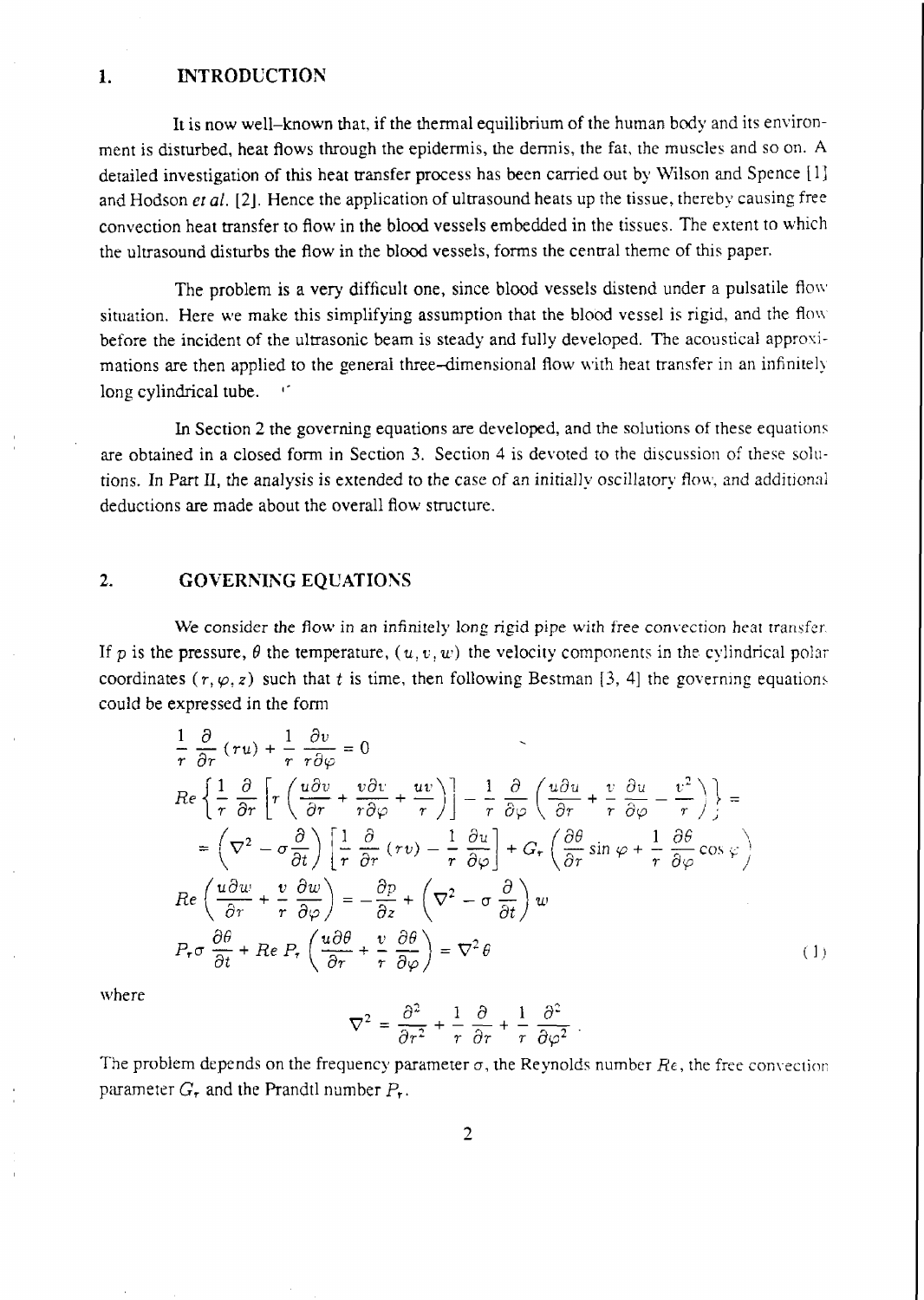## 1. INTRODUCTION

It is now well–known that, if the thermal equilibrium of the human body and its environment is disturbed, heat flows through the epidermis, the dermis, the fat, the muscles and so on. A detailed investigation of this heat transfer process has been carried out by Wilson and Spence [1] and Hodson *et al.* [2]. Hence the application of ultrasound heats up the tissue, thereby causing free convection heat transfer to flow in the blood vessels embedded in the tissues. The extent to which the ultrasound disturbs the flow in the blood vessels, forms the central theme of this paper.

The problem is a very difficult one, since blood vessels distend under a pulsatile flow situation. Here we make this simplifying assumption that the blood vessel is rigid, and the flow before the incident of the ultrasonic beam is steady and fully developed. The acoustical approximations are then applied to the general three–dimensional flow with heat transfer in an infinitely long cylindrical tube.

In Section 2 the governing equations are developed, and the solutions of these equations are obtained in a closed form in Section 3. Section 4 is devoted to the discussion of these solutions. In Part II, the analysis is extended to the case of an initially oscillatory flow, and additional deductions are made about the overall flow structure.

## 2. GOVERNING EQUATIONS

We consider the flow in an infinitely long rigid pipe with free convection heat transfer. If $p$ is the pressure, $\theta$ the temperature, $(u, v, w)$ the velocity components in the cylindrical polar coordinates $(r, \varphi, z)$ such that $t$ is time, then following Bestman [3, 4] the governing equations could be expressed in the form

$$
\begin{aligned}
&\frac{1}{r}\frac{\partial}{\partial r}(ru) + \frac{1}{r}\frac{\partial v}{r\partial \varphi} = 0 \\
&Re\left\{\frac{1}{r}\frac{\partial}{\partial r}\left[r\left(\frac{u\partial v}{\partial r} + \frac{v\partial v}{r\partial \varphi} + \frac{uv}{r}\right)\right] - \frac{1}{r}\frac{\partial}{\partial \varphi}\left(\frac{u\partial u}{\partial r} + \frac{v}{r}\frac{\partial u}{\partial \varphi} - \frac{v^2}{r}\right)\right\} = \\
&\quad = \left(\nabla^2 - \sigma\frac{\partial}{\partial t}\right)\left[\frac{1}{r}\frac{\partial}{\partial r}(rv) - \frac{1}{r}\frac{\partial u}{\partial \varphi}\right] + G_r\left(\frac{\partial \theta}{\partial r}\sin\varphi + \frac{1}{r}\frac{\partial \theta}{\partial \varphi}\cos\varphi\right) \\
&Re\left(\frac{u\partial w}{\partial r} + \frac{v}{r}\frac{\partial w}{\partial \varphi}\right) = -\frac{\partial p}{\partial z} + \left(\nabla^2 - \sigma\frac{\partial}{\partial t}\right)w \\
&P_r\sigma\frac{\partial \theta}{\partial t} + Re\,P_r\left(\frac{u\partial \theta}{\partial r} + \frac{v}{r}\frac{\partial \theta}{\partial \varphi}\right) = \nabla^2\theta
\end{aligned}
\tag{1}
$$

where

$$
\nabla^2 = \frac{\partial^2}{\partial r^2} + \frac{1}{r}\frac{\partial}{\partial r} + \frac{1}{r}\frac{\partial^2}{\partial \varphi^2}.
$$

The problem depends on the frequency parameter $\sigma$, the Reynolds number $Re$, the free convection parameter $G_r$ and the Prandtl number $P_r$.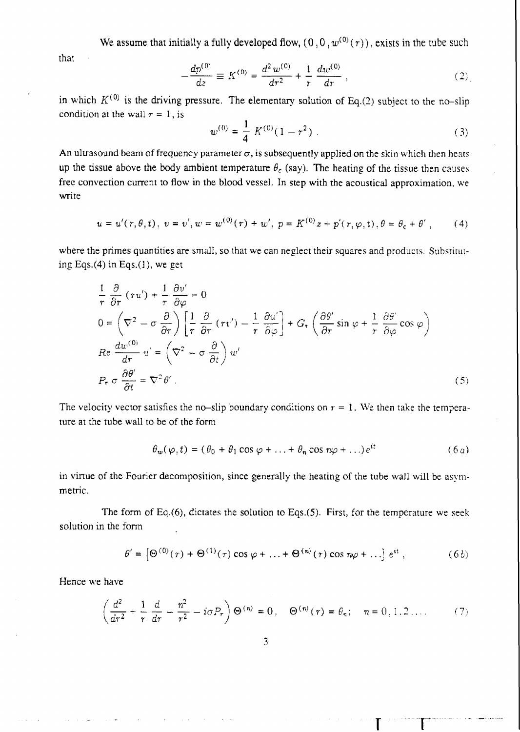We assume that initially a fully developed flow, $(0, 0, w^{(0)}(r))$, exists in the tube such that

$$
-\frac{dp^{(0)}}{dz} \equiv K^{(0)} = \frac{d^2 w^{(0)}}{dr^2} + \frac{1}{r}\frac{dw^{(0)}}{dr}, \tag{2}
$$

in which $K^{(0)}$ is the driving pressure. The elementary solution of Eq.(2) subject to the no–slip condition at the wall $r = 1$, is

$$
w^{(0)} = \frac{1}{4} K^{(0)}(1 - r^2). \tag{3}
$$

An ultrasound beam of frequency parameter $\sigma$, is subsequently applied on the skin which then heats up the tissue above the body ambient temperature $\theta_c$ (say). The heating of the tissue then causes free convection current to flow in the blood vessel. In step with the acoustical approximation, we write

$$
u = u'(r, \theta, t),\ v = v', w = w^{(0)}(r) + w',\ p = K^{(0)} z + p'(r, \varphi, t), \theta = \theta_c + \theta', \tag{4}
$$

where the primes quantities are small, so that we can neglect their squares and products. Substituting Eqs.(4) in Eqs.(1), we get

$$
\begin{aligned}
&\frac{1}{r}\frac{\partial}{\partial r}(ru') + \frac{1}{r}\frac{\partial v'}{\partial \varphi} = 0 \\
&0 = \left(\nabla^2 - \sigma\frac{\partial}{\partial r}\right)\left[\frac{1}{r}\frac{\partial}{\partial r}(rv') - \frac{1}{r}\frac{\partial u'}{\partial \varphi}\right] + G_r\left(\frac{\partial \theta'}{\partial r}\sin\varphi + \frac{1}{r}\frac{\partial \theta'}{\partial \varphi}\cos\varphi\right) \\
&Re\,\frac{dw^{(0)}}{dr}u' = \left(\nabla^2 - \sigma\frac{\partial}{\partial t}\right)w' \\
&P_r\,\sigma\frac{\partial \theta'}{\partial t} = \nabla^2\theta'.
\end{aligned} \tag{5}
$$

The velocity vector satisfies the no–slip boundary conditions on $r = 1$. We then take the temperature at the tube wall to be of the form

$$
\theta_w(\varphi, t) = (\theta_0 + \theta_1\cos\varphi + \ldots + \theta_n\cos n\varphi + \ldots)e^{it} \tag{6a}
$$

in virtue of the Fourier decomposition, since generally the heating of the tube wall will be asymmetric.

The form of Eq.(6), dictates the solution to Eqs.(5). First, for the temperature we seek solution in the form

$$
\theta' = \left[\Theta^{(0)}(r) + \Theta^{(1)}(r)\cos\varphi + \ldots + \Theta^{(n)}(r)\cos n\varphi + \ldots\right]e^{it}, \tag{6b}
$$

Hence we have

$$
\left(\frac{d^2}{dr^2} + \frac{1}{r}\frac{d}{dr} - \frac{n^2}{r^2} - i\sigma P_r\right)\Theta^{(n)} = 0, \quad \Theta^{(n)}(r) = \theta_n; \quad n = 0, 1, 2, \ldots \tag{7}
$$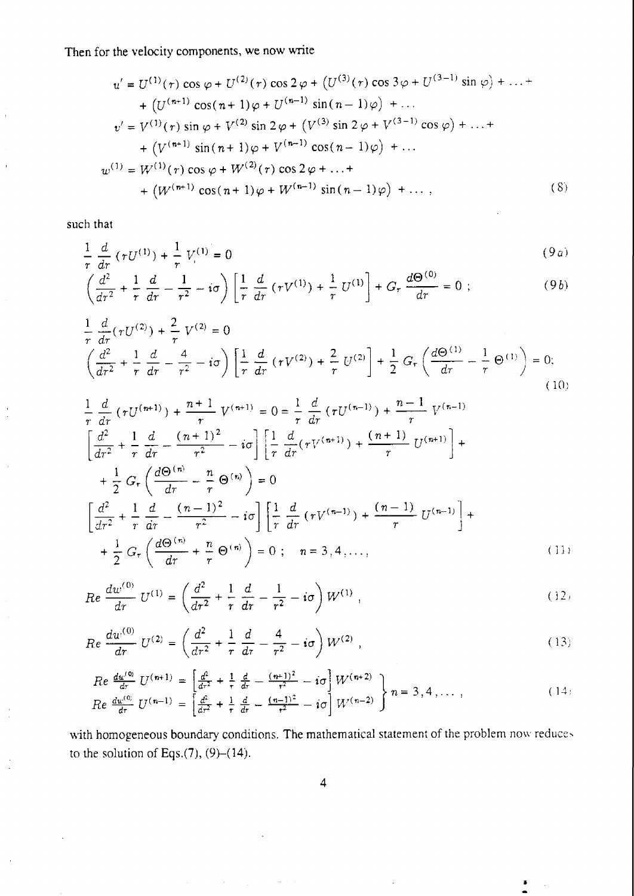Then for the velocity components, we now write

$$
\begin{aligned}
u' &= U^{(1)}(r)\cos\varphi + U^{(2)}(r)\cos 2\varphi + \left(U^{(3)}(r)\cos 3\varphi + U^{(3-1)}\sin\varphi\right) + \ldots + \\
&\quad + \left(U^{(n+1)}\cos(n+1)\varphi + U^{(n-1)}\sin(n-1)\varphi\right) + \ldots \\
v' &= V^{(1)}(r)\sin\varphi + V^{(2)}\sin 2\varphi + \left(V^{(3)}\sin 2\varphi + V^{(3-1)}\cos\varphi\right) + \ldots + \\
&\quad + \left(V^{(n+1)}\sin(n+1)\varphi + V^{(n-1)}\cos(n-1)\varphi\right) + \ldots \\
w^{(1)} &= W^{(1)}(r)\cos\varphi + W^{(2)}(r)\cos 2\varphi + \ldots + \\
&\quad + \left(W^{(n+1)}\cos(n+1)\varphi + W^{(n-1)}\sin(n-1)\varphi\right) + \ldots ,
\end{aligned}
\tag{8}
$$

such that

$$
\frac{1}{r}\frac{d}{dr}\left(rU^{(1)}\right) + \frac{1}{r}V^{(1)} = 0 \tag{9a}
$$

$$
\left(\frac{d^2}{dr^2} + \frac{1}{r}\frac{d}{dr} - \frac{1}{r^2} - i\sigma\right)\left[\frac{1}{r}\frac{d}{dr}\left(rV^{(1)}\right) + \frac{1}{r}U^{(1)}\right] + G_r\frac{d\Theta^{(0)}}{dr} = 0\ ; \tag{9b}
$$

$$
\begin{aligned}
&\frac{1}{r}\frac{d}{dr}\left(rU^{(2)}\right) + \frac{2}{r}V^{(2)} = 0 \\
&\left(\frac{d^2}{dr^2} + \frac{1}{r}\frac{d}{dr} - \frac{4}{r^2} - i\sigma\right)\left[\frac{1}{r}\frac{d}{dr}\left(rV^{(2)}\right) + \frac{2}{r}U^{(2)}\right] + \frac{1}{2}G_r\left(\frac{d\Theta^{(1)}}{dr} - \frac{1}{r}\Theta^{(1)}\right) = 0;
\end{aligned}
\tag{10}
$$

$$
\begin{aligned}
&\frac{1}{r}\frac{d}{dr}\left(rU^{(n+1)}\right) + \frac{n+1}{r}V^{(n+1)} = 0 = \frac{1}{r}\frac{d}{dr}\left(rU^{(n-1)}\right) + \frac{n-1}{r}V^{(n-1)} \\
&\left[\frac{d^2}{dr^2} + \frac{1}{r}\frac{d}{dr} - \frac{(n+1)^2}{r^2} - i\sigma\right]\left[\frac{1}{r}\frac{d}{dr}\left(rV^{(n+1)}\right) + \frac{(n+1)}{r}U^{(n+1)}\right] + \\
&\quad + \frac{1}{2}G_r\left(\frac{d\Theta^{(n)}}{dr} - \frac{n}{r}\Theta^{(n)}\right) = 0 \\
&\left[\frac{d^2}{dr^2} + \frac{1}{r}\frac{d}{dr} - \frac{(n-1)^2}{r^2} - i\sigma\right]\left[\frac{1}{r}\frac{d}{dr}\left(rV^{(n-1)}\right) + \frac{(n-1)}{r}U^{(n-1)}\right] + \\
&\quad + \frac{1}{2}G_r\left(\frac{d\Theta^{(n)}}{dr} + \frac{n}{r}\Theta^{(n)}\right) = 0\ ; \quad n = 3, 4, \ldots ,
\end{aligned}
\tag{11}
$$

$$
Re\,\frac{dw^{(0)}}{dr}U^{(1)} = \left(\frac{d^2}{dr^2} + \frac{1}{r}\frac{d}{dr} - \frac{1}{r^2} - i\sigma\right)W^{(1)}\ , \tag{12}
$$

$$
Re\,\frac{dw^{(0)}}{dr}U^{(2)} = \left(\frac{d^2}{dr^2} + \frac{1}{r}\frac{d}{dr} - \frac{4}{r^2} - i\sigma\right)W^{(2)}\ , \tag{13}
$$

$$
\left.
\begin{aligned}
Re\,\frac{dw^{(0)}}{dr}U^{(n+1)} &= \left[\frac{d^2}{dr^2} + \frac{1}{r}\frac{d}{dr} - \frac{(n+1)^2}{r^2} - i\sigma\right]W^{(n+2)} \\
Re\,\frac{dw^{(0)}}{dr}U^{(n-1)} &= \left[\frac{d^2}{dr^2} + \frac{1}{r}\frac{d}{dr} - \frac{(n-1)^2}{r^2} - i\sigma\right]W^{(n-2)}
\end{aligned}
\right\} n = 3, 4, \ldots , \tag{14}
$$

with homogeneous boundary conditions. The mathematical statement of the problem now reduces to the solution of Eqs.(7), (9)–(14).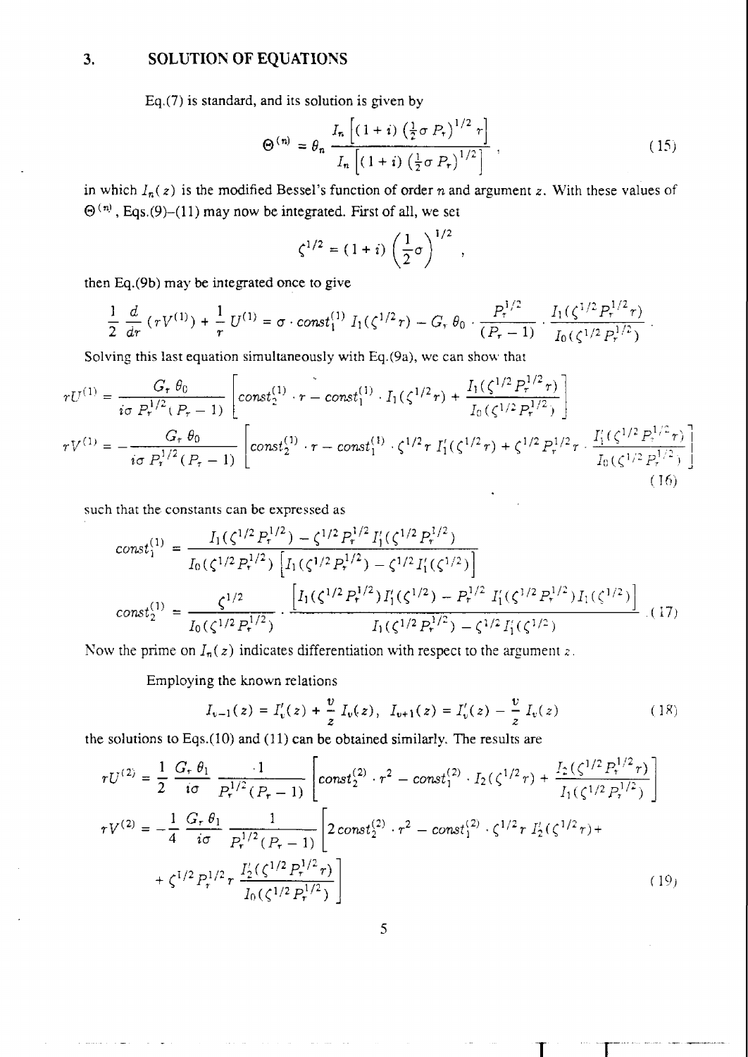## 3. SOLUTION OF EQUATIONS

Eq.(7) is standard, and its solution is given by

$$\Theta^{(n)} = \theta_n \frac{I_n\left[(1+i)\left(\frac{1}{2}\sigma P_r\right)^{1/2} r\right]}{I_n\left[(1+i)\left(\frac{1}{2}\sigma P_r\right)^{1/2}\right]}, \tag{15}$$

in which $I_n(z)$ is the modified Bessel's function of order $n$ and argument $z$. With these values of $\Theta^{(n)}$, Eqs.(9)–(11) may now be integrated. First of all, we set

$$\zeta^{1/2} = (1+i)\left(\frac{1}{2}\sigma\right)^{1/2},$$

then Eq.(9b) may be integrated once to give

$$\frac{1}{2}\frac{d}{dr}(rV^{(1)}) + \frac{1}{r}U^{(1)} = \sigma \cdot const_1^{(1)} I_1(\zeta^{1/2} r) - G_r\,\theta_0 \cdot \frac{P_r^{1/2}}{(P_r-1)} \cdot \frac{I_1(\zeta^{1/2}P_r^{1/2} r)}{I_0(\zeta^{1/2}P_r^{1/2})}.$$

Solving this last equation simultaneously with Eq.(9a), we can show that

$$\begin{aligned}
rU^{(1)} &= \frac{G_r\,\theta_0}{i\sigma\, P_r^{1/2}(P_r-1)}\left[const_2^{(1)} \cdot r - const_1^{(1)} \cdot I_1(\zeta^{1/2} r) + \frac{I_1(\zeta^{1/2}P_r^{1/2} r)}{I_0(\zeta^{1/2}P_r^{1/2})}\right] \\
rV^{(1)} &= -\frac{G_r\,\theta_0}{i\sigma\, P_r^{1/2}(P_r-1)}\left[const_2^{(1)} \cdot r - const_1^{(1)} \cdot \zeta^{1/2} r\, I_1'(\zeta^{1/2} r) + \zeta^{1/2}P_r^{1/2} r \cdot \frac{I_1'(\zeta^{1/2}P_r^{1/2} r)}{I_0(\zeta^{1/2}P_r^{1/2})}\right]
\end{aligned} \tag{16}$$

such that the constants can be expressed as

$$\begin{aligned}
const_1^{(1)} &= \frac{I_1(\zeta^{1/2}P_r^{1/2}) - \zeta^{1/2}P_r^{1/2} I_1'(\zeta^{1/2}P_r^{1/2})}{I_0(\zeta^{1/2}P_r^{1/2})\left[I_1(\zeta^{1/2}P_r^{1/2}) - \zeta^{1/2} I_1'(\zeta^{1/2})\right]} \\
const_2^{(1)} &= \frac{\zeta^{1/2}}{I_0(\zeta^{1/2}P_r^{1/2})} \cdot \frac{\left[I_1(\zeta^{1/2}P_r^{1/2}) I_1'(\zeta^{1/2}) - P_r^{1/2}\, I_1'(\zeta^{1/2}P_r^{1/2}) I_1(\zeta^{1/2})\right]}{I_1(\zeta^{1/2}P_r^{1/2}) - \zeta^{1/2} I_1'(\zeta^{1/2})}
\end{aligned} \tag{17}$$

Now the prime on $I_n(z)$ indicates differentiation with respect to the argument $z$.

Employing the known relations

$$I_{v-1}(z) = I_v'(z) + \frac{v}{z} I_v(z), \quad I_{v+1}(z) = I_v'(z) - \frac{v}{z} I_v(z) \tag{18}$$

the solutions to Eqs.(10) and (11) can be obtained similarly. The results are

$$\begin{aligned}
rU^{(2)} &= \frac{1}{2}\frac{G_r\,\theta_1}{i\sigma}\frac{1}{P_r^{1/2}(P_r-1)}\left[const_2^{(2)} \cdot r^2 - const_1^{(2)} \cdot I_2(\zeta^{1/2} r) + \frac{I_2(\zeta^{1/2}P_r^{1/2} r)}{I_1(\zeta^{1/2}P_r^{1/2})}\right] \\
rV^{(2)} &= -\frac{1}{4}\frac{G_r\,\theta_1}{i\sigma}\frac{1}{P_r^{1/2}(P_r-1)}\left[2\,const_2^{(2)} \cdot r^2 - const_1^{(2)} \cdot \zeta^{1/2} r\, I_2'(\zeta^{1/2} r) + \right. \\
&\qquad \left. + \zeta^{1/2}P_r^{1/2} r\, \frac{I_2'(\zeta^{1/2}P_r^{1/2} r)}{I_0(\zeta^{1/2}P_r^{1/2})}\right]
\end{aligned} \tag{19}$$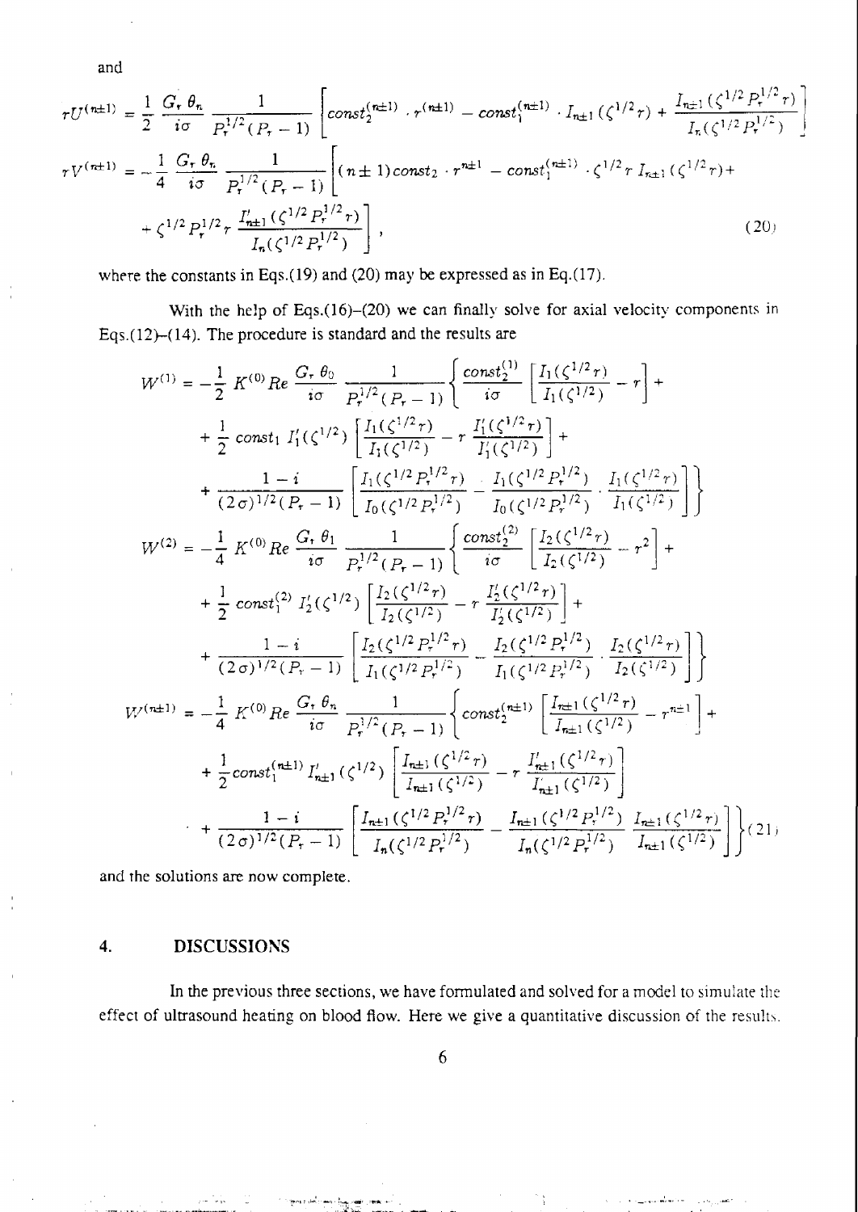and

$$
rU^{(n\pm1)} = \frac{1}{2}\,\frac{G_r\,\theta_n}{i\sigma}\,\frac{1}{P_r^{1/2}(P_r-1)}\left[const_2^{(n\pm1)}\cdot r^{(n\pm1)} - const_1^{(n\pm1)}\cdot I_{n\pm1}(\zeta^{1/2}r) + \frac{I_{n\pm1}(\zeta^{1/2}P_r^{1/2}r)}{I_n(\zeta^{1/2}P_r^{1/2})}\right]
$$

$$
\begin{aligned}
rV^{(n\pm1)} = &-\frac{1}{4}\,\frac{G_r\,\theta_n}{i\sigma}\,\frac{1}{P_r^{1/2}(P_r-1)}\Bigg[(n\pm1)const_2\cdot r^{n\pm1} - const_1^{(n\pm1)}\cdot\zeta^{1/2}r\,I_{n\pm1}(\zeta^{1/2}r) + \\
&+ \zeta^{1/2}P_r^{1/2}r\,\frac{I'_{n\pm1}(\zeta^{1/2}P_r^{1/2}r)}{I_n(\zeta^{1/2}P_r^{1/2})}\Bigg],
\end{aligned}
\tag{20}
$$

where the constants in Eqs.(19) and (20) may be expressed as in Eq.(17).

With the help of Eqs.(16)–(20) we can finally solve for axial velocity components in Eqs.(12)–(14). The procedure is standard and the results are

$$
\begin{aligned}
W^{(1)} = &-\frac{1}{2}\,K^{(0)}Re\,\frac{G_r\,\theta_0}{i\sigma}\,\frac{1}{P_r^{1/2}(P_r-1)}\Bigg\{\frac{const_2^{(1)}}{i\sigma}\left[\frac{I_1(\zeta^{1/2}r)}{I_1(\zeta^{1/2})}-r\right]+ \\
&+\frac{1}{2}\,const_1\,I'_1(\zeta^{1/2})\left[\frac{I_1(\zeta^{1/2}r)}{I_1(\zeta^{1/2})}-r\,\frac{I'_1(\zeta^{1/2}r)}{I'_1(\zeta^{1/2})}\right]+ \\
&+\frac{1-i}{(2\sigma)^{1/2}(P_r-1)}\left[\frac{I_1(\zeta^{1/2}P_r^{1/2}r)}{I_0(\zeta^{1/2}P_r^{1/2})}-\frac{I_1(\zeta^{1/2}P_r^{1/2})}{I_0(\zeta^{1/2}P_r^{1/2})}\cdot\frac{I_1(\zeta^{1/2}r)}{I_1(\zeta^{1/2})}\right]\Bigg\} \\
W^{(2)} = &-\frac{1}{4}\,K^{(0)}Re\,\frac{G_r\,\theta_1}{i\sigma}\,\frac{1}{P_r^{1/2}(P_r-1)}\Bigg\{\frac{const_2^{(2)}}{i\sigma}\left[\frac{I_2(\zeta^{1/2}r)}{I_2(\zeta^{1/2})}-r^2\right]+ \\
&+\frac{1}{2}\,const_1^{(2)}\,I'_2(\zeta^{1/2})\left[\frac{I_2(\zeta^{1/2}r)}{I_2(\zeta^{1/2})}-r\,\frac{I'_2(\zeta^{1/2}r)}{I'_2(\zeta^{1/2})}\right]+ \\
&+\frac{1-i}{(2\sigma)^{1/2}(P_r-1)}\left[\frac{I_2(\zeta^{1/2}P_r^{1/2}r)}{I_1(\zeta^{1/2}P_r^{1/2})}-\frac{I_2(\zeta^{1/2}P_r^{1/2})}{I_1(\zeta^{1/2}P_r^{1/2})}\cdot\frac{I_2(\zeta^{1/2}r)}{I_2(\zeta^{1/2})}\right]\Bigg\} \\
W^{(n\pm1)} = &-\frac{1}{4}\,K^{(0)}Re\,\frac{G_r\,\theta_n}{i\sigma}\,\frac{1}{P_r^{1/2}(P_r-1)}\Bigg\{const_2^{(n\pm1)}\left[\frac{I_{n\pm1}(\zeta^{1/2}r)}{I_{n\pm1}(\zeta^{1/2})}-r^{n\pm1}\right]+ \\
&+\frac{1}{2}const_1^{(n\pm1)}\,I'_{n\pm1}(\zeta^{1/2})\left[\frac{I_{n\pm1}(\zeta^{1/2}r)}{I_{n\pm1}(\zeta^{1/2})}-r\,\frac{I'_{n\pm1}(\zeta^{1/2}r)}{I'_{n\pm1}(\zeta^{1/2})}\right] \\
&+\frac{1-i}{(2\sigma)^{1/2}(P_r-1)}\left[\frac{I_{n\pm1}(\zeta^{1/2}P_r^{1/2}r)}{I_n(\zeta^{1/2}P_r^{1/2})}-\frac{I_{n\pm1}(\zeta^{1/2}P_r^{1/2})}{I_n(\zeta^{1/2}P_r^{1/2})}\,\frac{I_{n\pm1}(\zeta^{1/2}r)}{I_{n\pm1}(\zeta^{1/2})}\right]\Bigg\}
\end{aligned}
\tag{21}
$$

and the solutions are now complete.

## 4. DISCUSSIONS

In the previous three sections, we have formulated and solved for a model to simulate the effect of ultrasound heating on blood flow. Here we give a quantitative discussion of the results.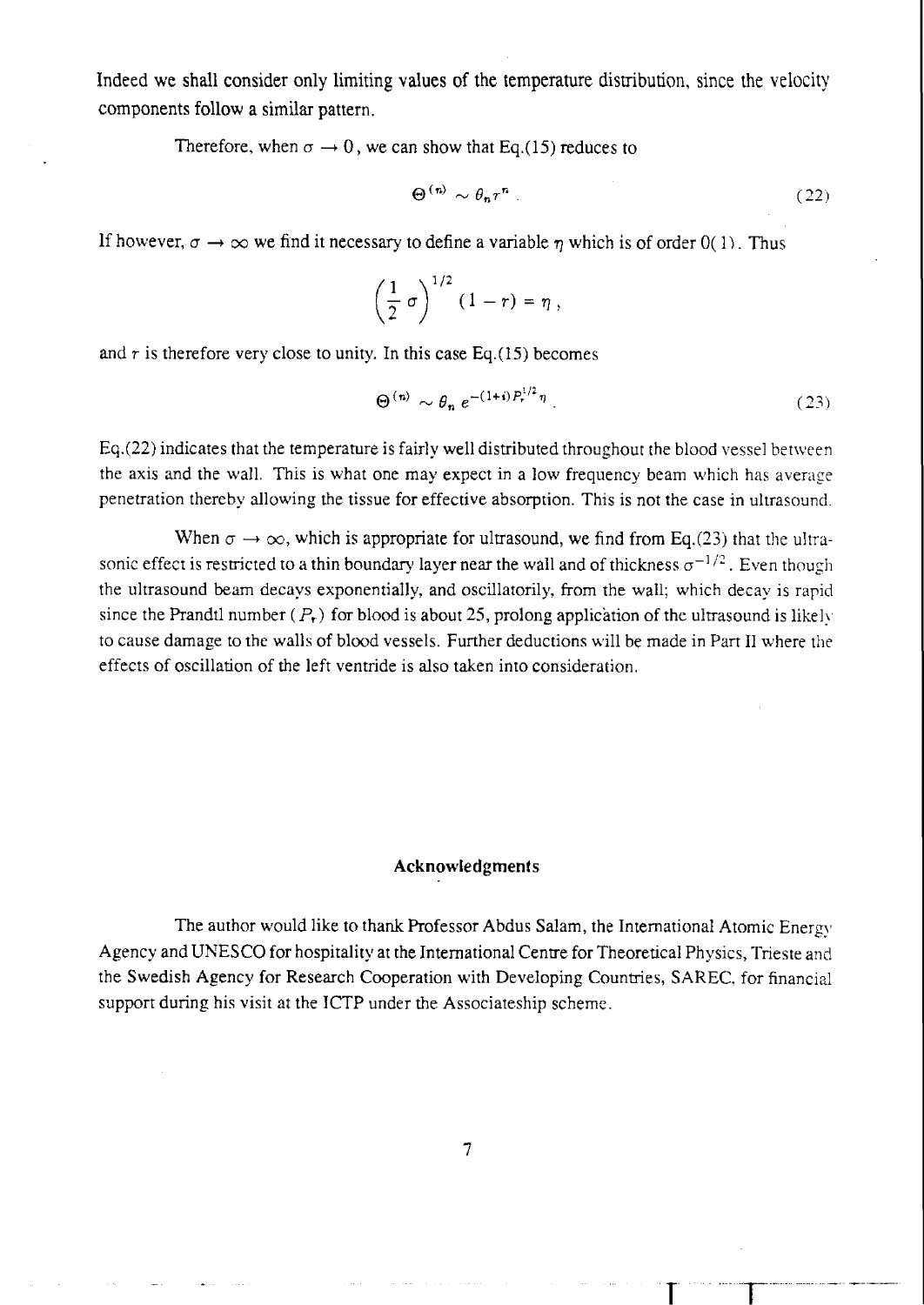Indeed we shall consider only limiting values of the temperature distribution, since the velocity components follow a similar pattern.

Therefore, when $\sigma \to 0$, we can show that Eq.(15) reduces to

$$\Theta^{(n)} \sim \theta_n r^n . \tag{22}$$

If however, $\sigma \to \infty$ we find it necessary to define a variable $\eta$ which is of order $0(1)$. Thus

$$\left(\frac{1}{2}\sigma\right)^{1/2} (1 - r) = \eta ,$$

and $r$ is therefore very close to unity. In this case Eq.(15) becomes

$$\Theta^{(n)} \sim \theta_n \, e^{-(1+i)P_r^{1/2}\eta} . \tag{23}$$

Eq.(22) indicates that the temperature is fairly well distributed throughout the blood vessel between the axis and the wall. This is what one may expect in a low frequency beam which has average penetration thereby allowing the tissue for effective absorption. This is not the case in ultrasound.

When $\sigma \to \infty$, which is appropriate for ultrasound, we find from Eq.(23) that the ultrasonic effect is restricted to a thin boundary layer near the wall and of thickness $\sigma^{-1/2}$. Even though the ultrasound beam decays exponentially, and oscillatorily, from the wall; which decay is rapid since the Prandtl number ($P_r$) for blood is about 25, prolong application of the ultrasound is likely to cause damage to the walls of blood vessels. Further deductions will be made in Part II where the effects of oscillation of the left ventride is also taken into consideration.

## Acknowledgments

The author would like to thank Professor Abdus Salam, the International Atomic Energy Agency and UNESCO for hospitality at the International Centre for Theoretical Physics, Trieste and the Swedish Agency for Research Cooperation with Developing Countries, SAREC, for financial support during his visit at the ICTP under the Associateship scheme.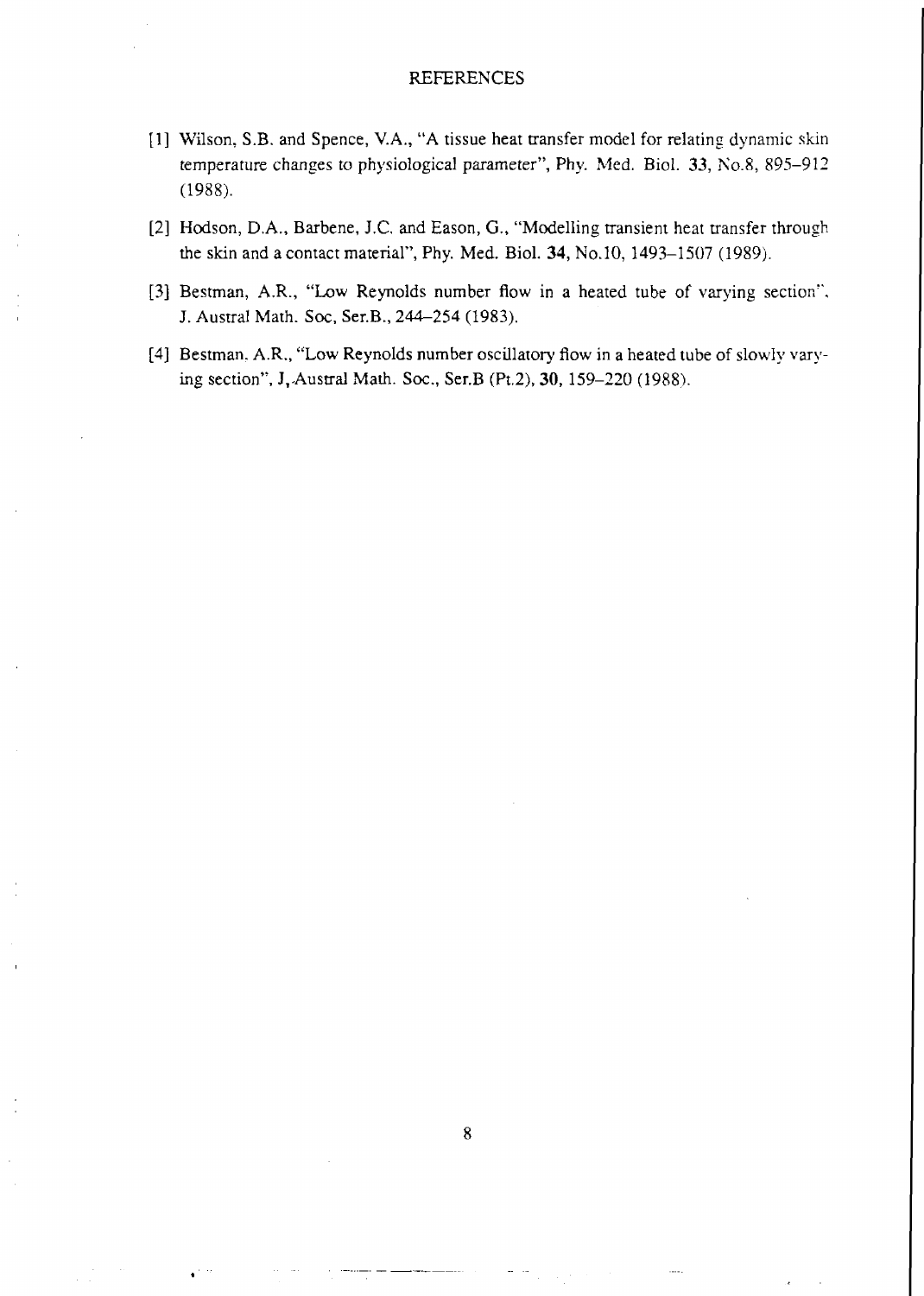# REFERENCES

[1] Wilson, S.B. and Spence, V.A., "A tissue heat transfer model for relating dynamic skin temperature changes to physiological parameter", Phy. Med. Biol. **33**, No.8, 895–912 (1988).

[2] Hodson, D.A., Barbene, J.C. and Eason, G., "Modelling transient heat transfer through the skin and a contact material", Phy. Med. Biol. **34**, No.10, 1493–1507 (1989).

[3] Bestman, A.R., "Low Reynolds number flow in a heated tube of varying section", J. Austral Math. Soc, Ser.B., 244–254 (1983).

[4] Bestman. A.R., "Low Reynolds number oscillatory flow in a heated tube of slowly varying section", J, Austral Math. Soc., Ser.B (Pt.2), **30**, 159–220 (1988).